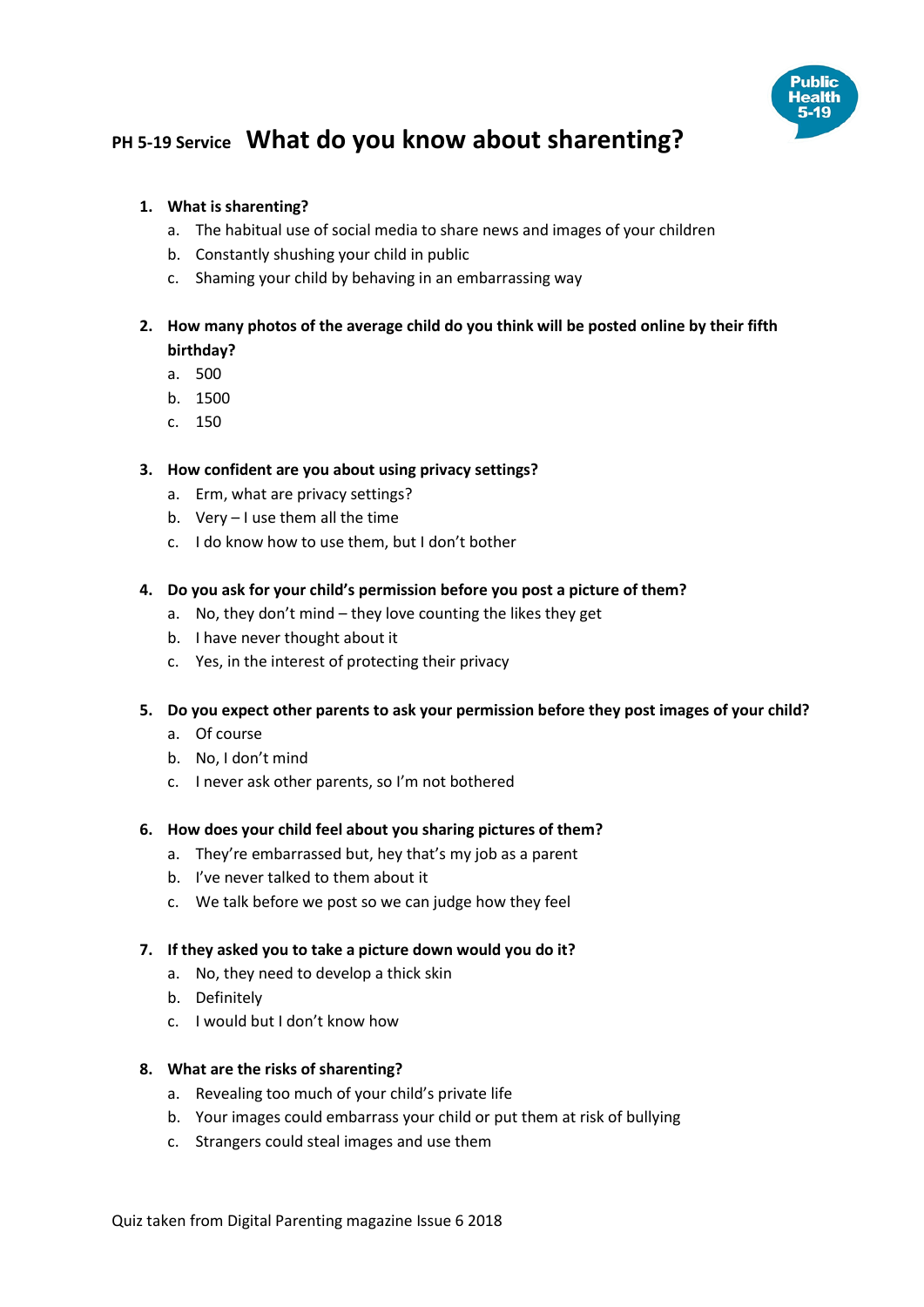PH 5-19 Service **What do you know about sharenting?**

Public Health 5-19

1. **What is sharenting?**
   a. The habitual use of social media to share news and images of your children
   b. Constantly shushing your child in public
   c. Shaming your child by behaving in an embarrassing way

2. **How many photos of the average child do you think will be posted online by their fifth birthday?**
   a. 500
   b. 1500
   c. 150

3. **How confident are you about using privacy settings?**
   a. Erm, what are privacy settings?
   b. Very – I use them all the time
   c. I do know how to use them, but I don't bother

4. **Do you ask for your child's permission before you post a picture of them?**
   a. No, they don't mind – they love counting the likes they get
   b. I have never thought about it
   c. Yes, in the interest of protecting their privacy

5. **Do you expect other parents to ask your permission before they post images of your child?**
   a. Of course
   b. No, I don't mind
   c. I never ask other parents, so I'm not bothered

6. **How does your child feel about you sharing pictures of them?**
   a. They're embarrassed but, hey that's my job as a parent
   b. I've never talked to them about it
   c. We talk before we post so we can judge how they feel

7. **If they asked you to take a picture down would you do it?**
   a. No, they need to develop a thick skin
   b. Definitely
   c. I would but I don't know how

8. **What are the risks of sharenting?**
   a. Revealing too much of your child's private life
   b. Your images could embarrass your child or put them at risk of bullying
   c. Strangers could steal images and use them

Quiz taken from Digital Parenting magazine Issue 6 2018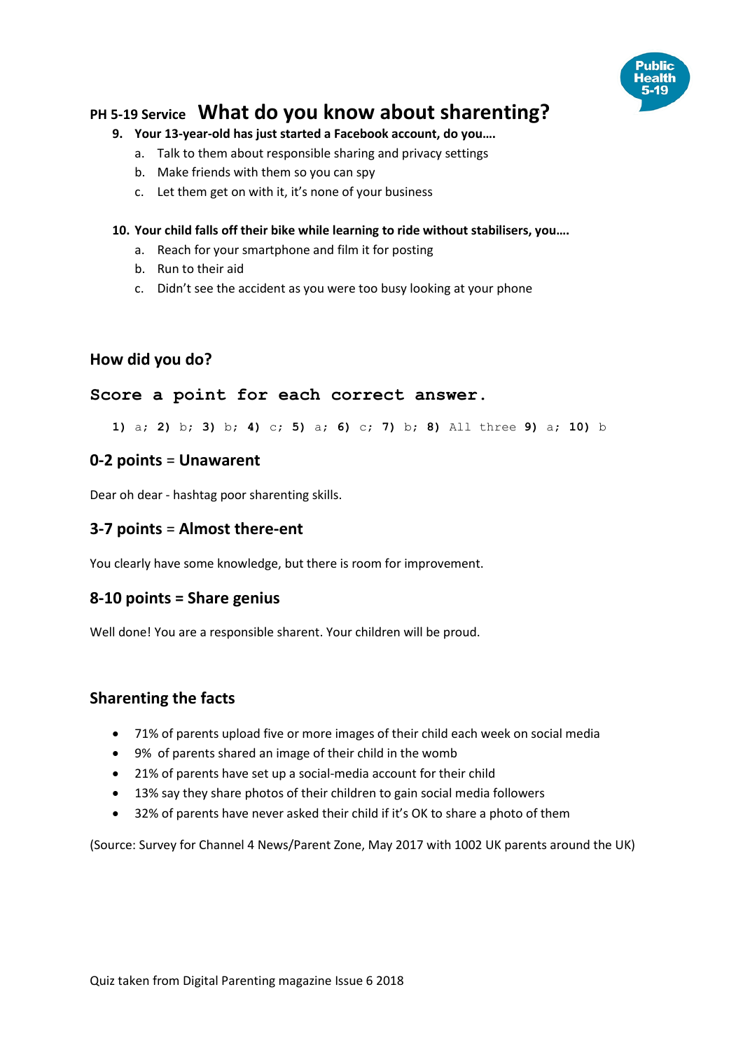PH 5-19 Service **What do you know about sharenting?**

9. **Your 13-year-old has just started a Facebook account, do you….**
    a. Talk to them about responsible sharing and privacy settings
    b. Make friends with them so you can spy
    c. Let them get on with it, it's none of your business

10. **Your child falls off their bike while learning to ride without stabilisers, you….**
    a. Reach for your smartphone and film it for posting
    b. Run to their aid
    c. Didn't see the accident as you were too busy looking at your phone

## How did you do?

### Score a point for each correct answer.

**1)** a; **2)** b; **3)** b; **4)** c; **5)** a; **6)** c; **7)** b; **8)** All three **9)** a; **10)** b

### 0-2 points = Unawarent

Dear oh dear - hashtag poor sharenting skills.

### 3-7 points = Almost there-ent

You clearly have some knowledge, but there is room for improvement.

### 8-10 points = Share genius

Well done! You are a responsible sharent. Your children will be proud.

## Sharenting the facts

- 71% of parents upload five or more images of their child each week on social media
- 9% of parents shared an image of their child in the womb
- 21% of parents have set up a social-media account for their child
- 13% say they share photos of their children to gain social media followers
- 32% of parents have never asked their child if it's OK to share a photo of them

(Source: Survey for Channel 4 News/Parent Zone, May 2017 with 1002 UK parents around the UK)

Quiz taken from Digital Parenting magazine Issue 6 2018